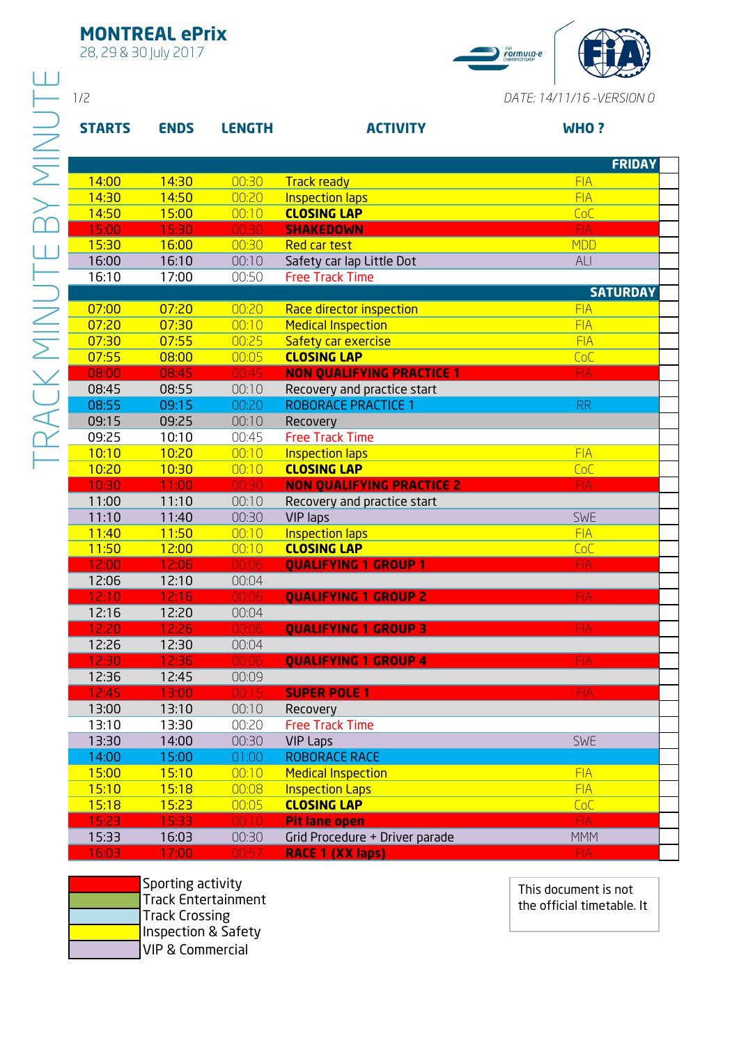# MONTREAL ePrix

28, 29 & 30 July 2017

TRACK MINUTE BY MINUTE

DATE: 14/11/16 -VERSION 0

| STARTS | ENDS | LENGTH | ACTIVITY | WHO ? |
|---|---|---|---|---|
| | | | | **FRIDAY** |
| 14:00 | 14:30 | 00:30 | Track ready | FIA |
| 14:30 | 14:50 | 00:20 | Inspection laps | FIA |
| 14:50 | 15:00 | 00:10 | **CLOSING LAP** | CoC |
| 15:00 | 15:30 | 00:30 | **SHAKEDOWN** | FIA |
| 15:30 | 16:00 | 00:30 | Red car test | MDD |
| 16:00 | 16:10 | 00:10 | Safety car lap Little Dot | ALI |
| 16:10 | 17:00 | 00:50 | Free Track Time | |
| | | | | **SATURDAY** |
| 07:00 | 07:20 | 00:20 | Race director inspection | FIA |
| 07:20 | 07:30 | 00:10 | Medical Inspection | FIA |
| 07:30 | 07:55 | 00:25 | Safety car exercise | FIA |
| 07:55 | 08:00 | 00:05 | **CLOSING LAP** | CoC |
| 08:00 | 08:45 | 00:45 | **NON QUALIFYING PRACTICE 1** | FIA |
| 08:45 | 08:55 | 00:10 | Recovery and practice start | |
| 08:55 | 09:15 | 00:20 | ROBORACE PRACTICE 1 | RR |
| 09:15 | 09:25 | 00:10 | Recovery | |
| 09:25 | 10:10 | 00:45 | Free Track Time | |
| 10:10 | 10:20 | 00:10 | Inspection laps | FIA |
| 10:20 | 10:30 | 00:10 | **CLOSING LAP** | CoC |
| 10:30 | 11:00 | 00:30 | **NON QUALIFYING PRACTICE 2** | FIA |
| 11:00 | 11:10 | 00:10 | Recovery and practice start | |
| 11:10 | 11:40 | 00:30 | VIP laps | SWE |
| 11:40 | 11:50 | 00:10 | Inspection laps | FIA |
| 11:50 | 12:00 | 00:10 | **CLOSING LAP** | CoC |
| 12:00 | 12:06 | 00:06 | **QUALIFYING 1 GROUP 1** | FIA |
| 12:06 | 12:10 | 00:04 | | |
| 12:10 | 12:16 | 00:06 | **QUALIFYING 1 GROUP 2** | FIA |
| 12:16 | 12:20 | 00:04 | | |
| 12:20 | 12:26 | 00:06 | **QUALIFYING 1 GROUP 3** | FIA |
| 12:26 | 12:30 | 00:04 | | |
| 12:30 | 12:36 | 00:06 | **QUALIFYING 1 GROUP 4** | FIA |
| 12:36 | 12:45 | 00:09 | | |
| 12:45 | 13:00 | 00:15 | **SUPER POLE 1** | FIA |
| 13:00 | 13:10 | 00:10 | Recovery | |
| 13:10 | 13:30 | 00:20 | Free Track Time | |
| 13:30 | 14:00 | 00:30 | VIP Laps | SWE |
| 14:00 | 15:00 | 01:00 | ROBORACE RACE | |
| 15:00 | 15:10 | 00:10 | Medical Inspection | FIA |
| 15:10 | 15:18 | 00:08 | Inspection Laps | FIA |
| 15:18 | 15:23 | 00:05 | **CLOSING LAP** | CoC |
| 15:23 | 15:33 | 00:10 | **Pit lane open** | FIA |
| 15:33 | 16:03 | 00:30 | Grid Procedure + Driver parade | MMM |
| 16:03 | 17:00 | 00:57 | **RACE 1 (XX laps)** | FIA |

Legend:
- Sporting activity
- Track Entertainment
- Track Crossing
- Inspection & Safety
- VIP & Commercial

This document is not the official timetable. It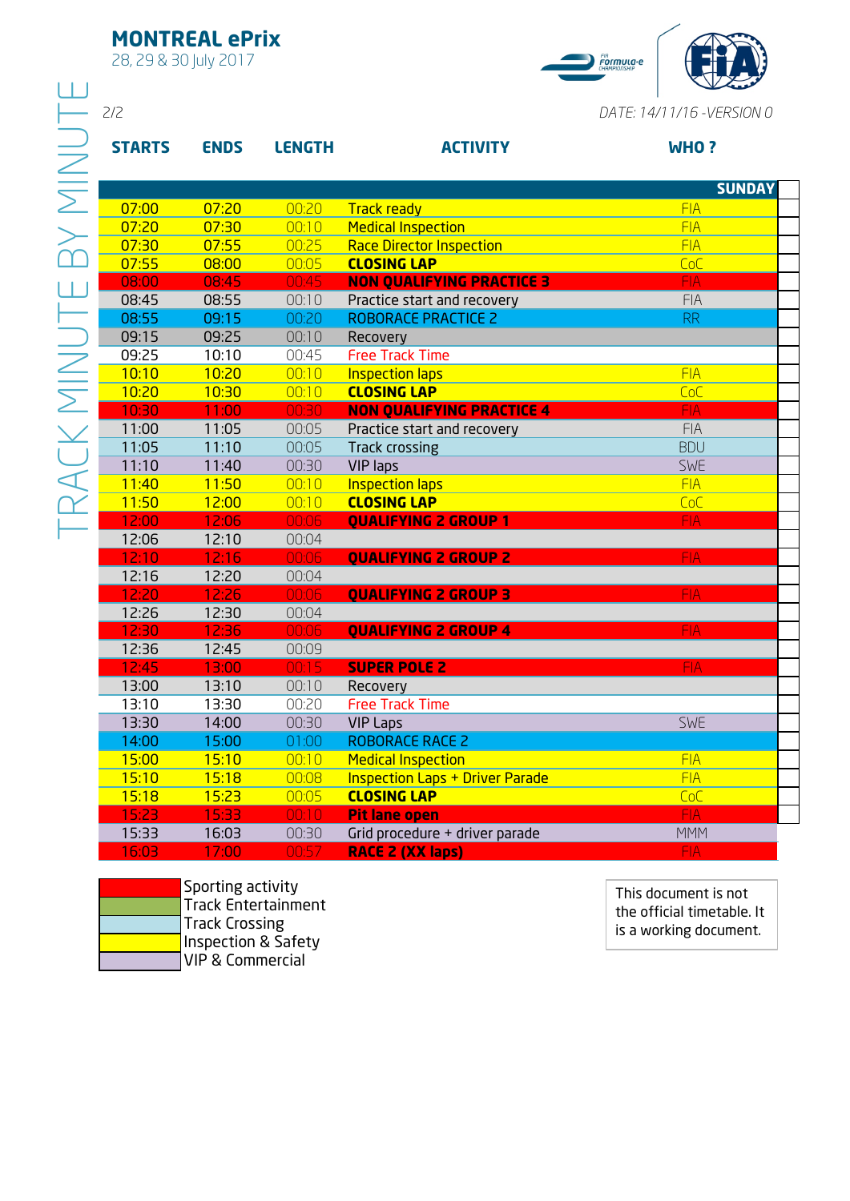# MONTREAL ePrix

28, 29 & 30 July 2017

TRACK MINUTE BY MINUTE

2/2

DATE: 14/11/16 -VERSION 0

| STARTS | ENDS | LENGTH | ACTIVITY | WHO ? |
|---|---|---|---|---|
| | | | | **SUNDAY** |
| 07:00 | 07:20 | 00:20 | Track ready | FIA |
| 07:20 | 07:30 | 00:10 | Medical Inspection | FIA |
| 07:30 | 07:55 | 00:25 | Race Director Inspection | FIA |
| 07:55 | 08:00 | 00:05 | **CLOSING LAP** | CoC |
| 08:00 | 08:45 | 00:45 | **NON QUALIFYING PRACTICE 3** | FIA |
| 08:45 | 08:55 | 00:10 | Practice start and recovery | FIA |
| 08:55 | 09:15 | 00:20 | ROBORACE PRACTICE 2 | RR |
| 09:15 | 09:25 | 00:10 | Recovery | |
| 09:25 | 10:10 | 00:45 | Free Track Time | |
| 10:10 | 10:20 | 00:10 | Inspection laps | FIA |
| 10:20 | 10:30 | 00:10 | **CLOSING LAP** | CoC |
| 10:30 | 11:00 | 00:30 | **NON QUALIFYING PRACTICE 4** | FIA |
| 11:00 | 11:05 | 00:05 | Practice start and recovery | FIA |
| 11:05 | 11:10 | 00:05 | Track crossing | BDU |
| 11:10 | 11:40 | 00:30 | VIP laps | SWE |
| 11:40 | 11:50 | 00:10 | Inspection laps | FIA |
| 11:50 | 12:00 | 00:10 | **CLOSING LAP** | CoC |
| 12:00 | 12:06 | 00:06 | **QUALIFYING 2 GROUP 1** | FIA |
| 12:06 | 12:10 | 00:04 | | |
| 12:10 | 12:16 | 00:06 | **QUALIFYING 2 GROUP 2** | FIA |
| 12:16 | 12:20 | 00:04 | | |
| 12:20 | 12:26 | 00:06 | **QUALIFYING 2 GROUP 3** | FIA |
| 12:26 | 12:30 | 00:04 | | |
| 12:30 | 12:36 | 00:06 | **QUALIFYING 2 GROUP 4** | FIA |
| 12:36 | 12:45 | 00:09 | | |
| 12:45 | 13:00 | 00:15 | **SUPER POLE 2** | FIA |
| 13:00 | 13:10 | 00:10 | Recovery | |
| 13:10 | 13:30 | 00:20 | Free Track Time | |
| 13:30 | 14:00 | 00:30 | VIP Laps | SWE |
| 14:00 | 15:00 | 01:00 | ROBORACE RACE 2 | |
| 15:00 | 15:10 | 00:10 | Medical Inspection | FIA |
| 15:10 | 15:18 | 00:08 | Inspection Laps + Driver Parade | FIA |
| 15:18 | 15:23 | 00:05 | **CLOSING LAP** | CoC |
| 15:23 | 15:33 | 00:10 | **Pit lane open** | FIA |
| 15:33 | 16:03 | 00:30 | Grid procedure + driver parade | MMM |
| 16:03 | 17:00 | 00:57 | **RACE 2 (XX laps)** | FIA |

- Sporting activity
- Track Entertainment
- Track Crossing
- Inspection & Safety
- VIP & Commercial

This document is not the official timetable. It is a working document.